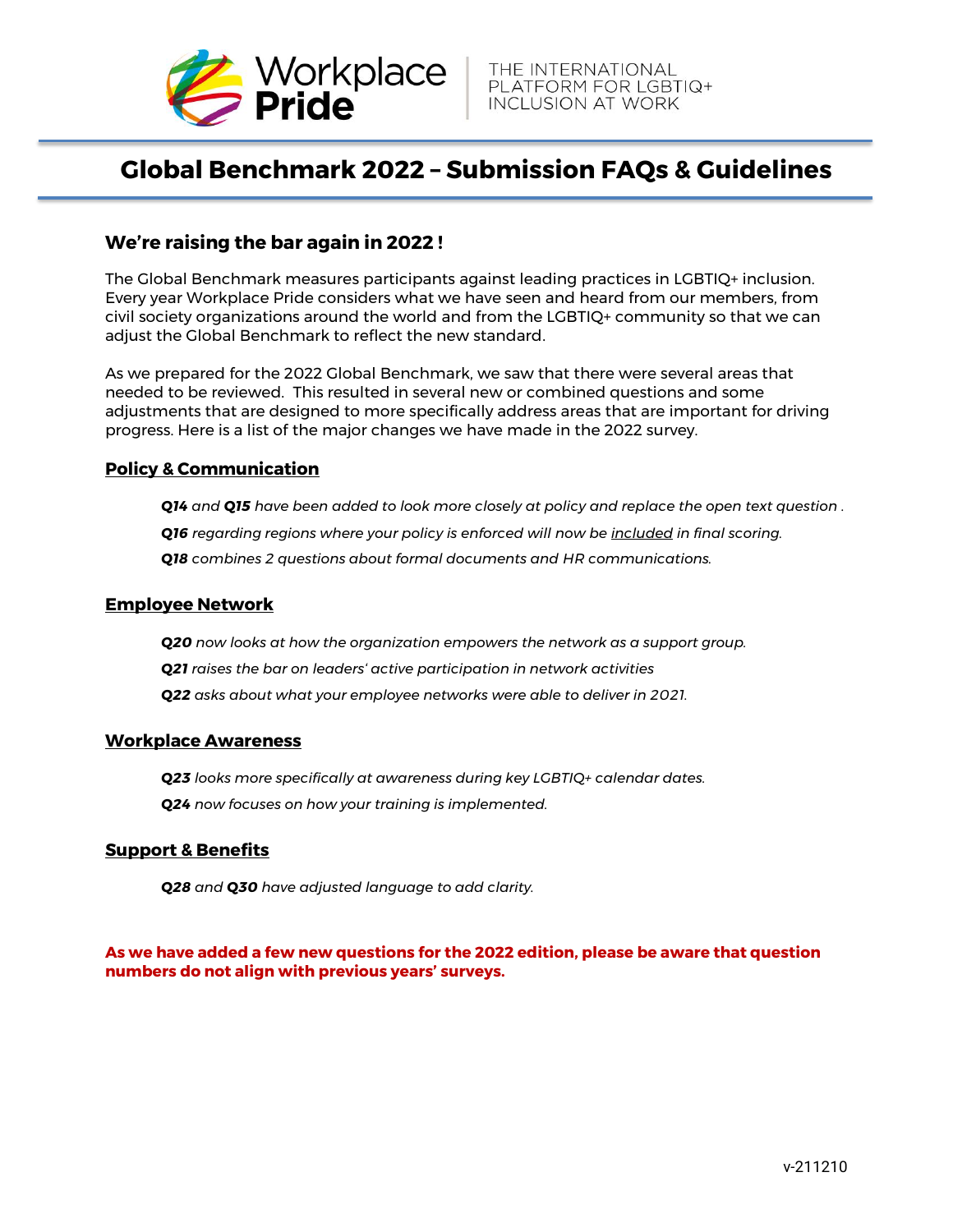Workplace Pride

THE INTERNATIONAL PLATFORM FOR LGBTIQ+ INCLUSION AT WORK

# Global Benchmark 2022 – Submission FAQs & Guidelines

## We're raising the bar again in 2022 !

The Global Benchmark measures participants against leading practices in LGBTIQ+ inclusion. Every year Workplace Pride considers what we have seen and heard from our members, from civil society organizations around the world and from the LGBTIQ+ community so that we can adjust the Global Benchmark to reflect the new standard.

As we prepared for the 2022 Global Benchmark, we saw that there were several areas that needed to be reviewed. This resulted in several new or combined questions and some adjustments that are designed to more specifically address areas that are important for driving progress. Here is a list of the major changes we have made in the 2022 survey.

### Policy & Communication

*__Q14__ and __Q15__ have been added to look more closely at policy and replace the open text question .*

*__Q16__ regarding regions where your policy is enforced will now be included in final scoring.*

*__Q18__ combines 2 questions about formal documents and HR communications.*

### Employee Network

*__Q20__ now looks at how the organization empowers the network as a support group.*

*__Q21__ raises the bar on leaders' active participation in network activities*

*__Q22__ asks about what your employee networks were able to deliver in 2021.*

### Workplace Awareness

*__Q23__ looks more specifically at awareness during key LGBTIQ+ calendar dates.*

*__Q24__ now focuses on how your training is implemented.*

### Support & Benefits

*__Q28__ and __Q30__ have adjusted language to add clarity.*

**As we have added a few new questions for the 2022 edition, please be aware that question numbers do not align with previous years' surveys.**

v-211210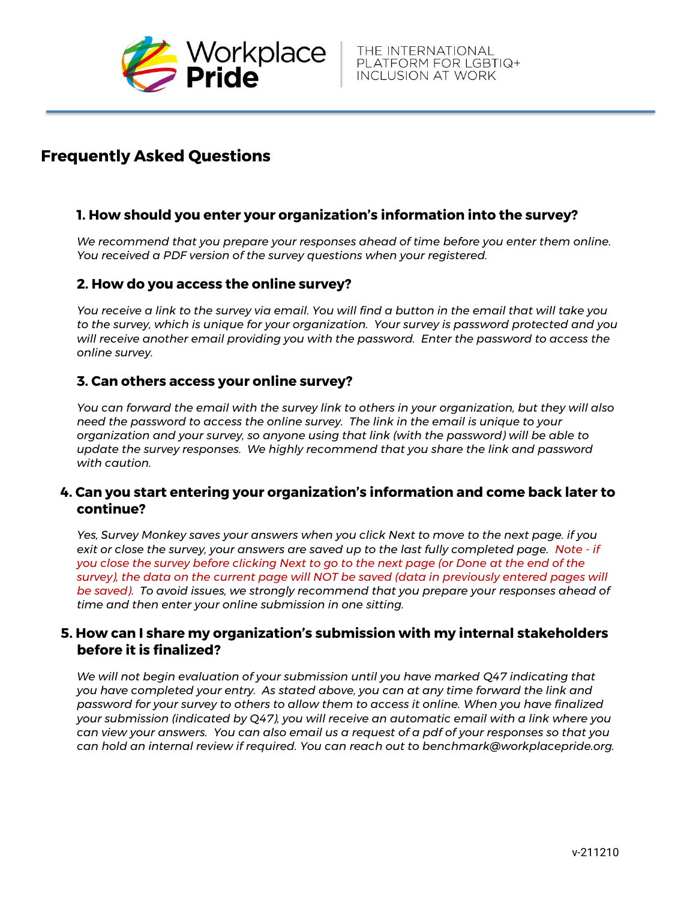Workplace Pride

THE INTERNATIONAL PLATFORM FOR LGBTIQ+ INCLUSION AT WORK

# Frequently Asked Questions

## 1. How should you enter your organization's information into the survey?

*We recommend that you prepare your responses ahead of time before you enter them online. You received a PDF version of the survey questions when your registered.*

## 2. How do you access the online survey?

*You receive a link to the survey via email. You will find a button in the email that will take you to the survey, which is unique for your organization. Your survey is password protected and you will receive another email providing you with the password. Enter the password to access the online survey.*

## 3. Can others access your online survey?

*You can forward the email with the survey link to others in your organization, but they will also need the password to access the online survey. The link in the email is unique to your organization and your survey, so anyone using that link (with the password) will be able to update the survey responses. We highly recommend that you share the link and password with caution.*

## 4. Can you start entering your organization's information and come back later to continue?

*Yes, Survey Monkey saves your answers when you click Next to move to the next page. if you exit or close the survey, your answers are saved up to the last fully completed page. Note - if you close the survey before clicking Next to go to the next page (or Done at the end of the survey), the data on the current page will NOT be saved (data in previously entered pages will be saved). To avoid issues, we strongly recommend that you prepare your responses ahead of time and then enter your online submission in one sitting.*

## 5. How can I share my organization's submission with my internal stakeholders before it is finalized?

*We will not begin evaluation of your submission until you have marked Q47 indicating that you have completed your entry. As stated above, you can at any time forward the link and password for your survey to others to allow them to access it online. When you have finalized your submission (indicated by Q47), you will receive an automatic email with a link where you can view your answers. You can also email us a request of a pdf of your responses so that you can hold an internal review if required. You can reach out to benchmark@workplacepride.org.*

v-211210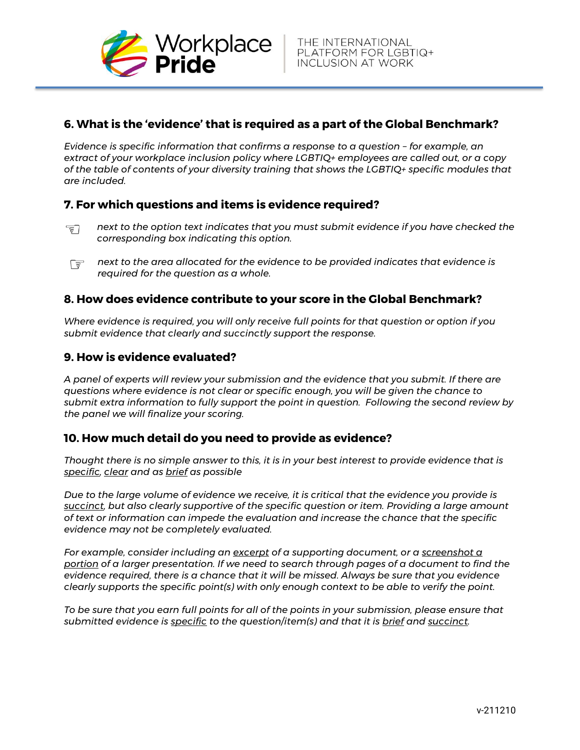## 6. What is the 'evidence' that is required as a part of the Global Benchmark?

*Evidence is specific information that confirms a response to a question – for example, an extract of your workplace inclusion policy where LGBTIQ+ employees are called out, or a copy of the table of contents of your diversity training that shows the LGBTIQ+ specific modules that are included.*

## 7. For which questions and items is evidence required?

☜ *next to the option text indicates that you must submit evidence if you have checked the corresponding box indicating this option.*

☞ *next to the area allocated for the evidence to be provided indicates that evidence is required for the question as a whole.*

## 8. How does evidence contribute to your score in the Global Benchmark?

*Where evidence is required, you will only receive full points for that question or option if you submit evidence that clearly and succinctly support the response.*

## 9. How is evidence evaluated?

*A panel of experts will review your submission and the evidence that you submit. If there are questions where evidence is not clear or specific enough, you will be given the chance to submit extra information to fully support the point in question. Following the second review by the panel we will finalize your scoring.*

## 10. How much detail do you need to provide as evidence?

*Thought there is no simple answer to this, it is in your best interest to provide evidence that is specific, clear and as brief as possible*

*Due to the large volume of evidence we receive, it is critical that the evidence you provide is succinct, but also clearly supportive of the specific question or item. Providing a large amount of text or information can impede the evaluation and increase the chance that the specific evidence may not be completely evaluated.*

*For example, consider including an excerpt of a supporting document, or a screenshot a portion of a larger presentation. If we need to search through pages of a document to find the evidence required, there is a chance that it will be missed. Always be sure that you evidence clearly supports the specific point(s) with only enough context to be able to verify the point.*

*To be sure that you earn full points for all of the points in your submission, please ensure that submitted evidence is specific to the question/item(s) and that it is brief and succinct.*

v-211210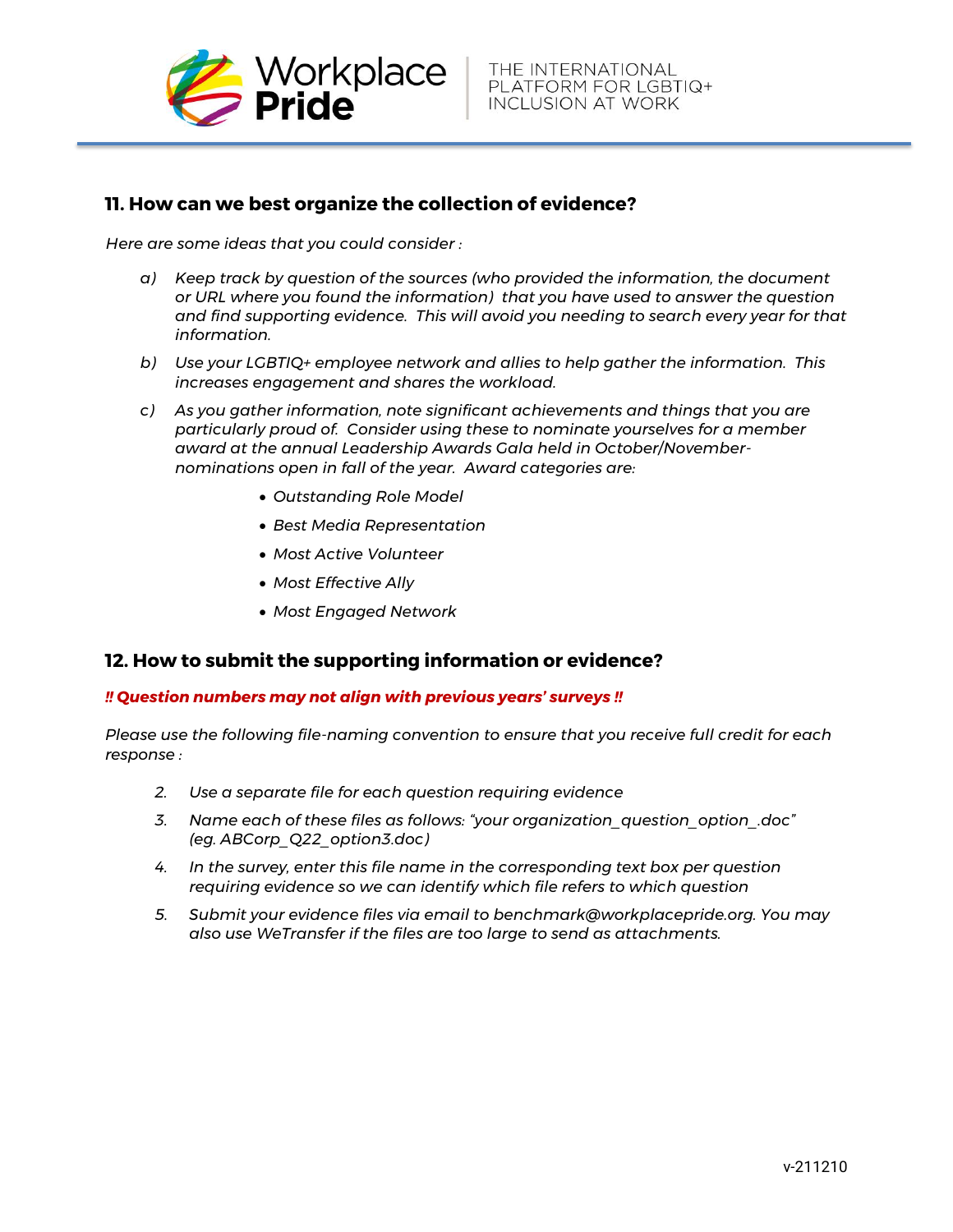## 11. How can we best organize the collection of evidence?

*Here are some ideas that you could consider :*

a) *Keep track by question of the sources (who provided the information, the document or URL where you found the information) that you have used to answer the question and find supporting evidence. This will avoid you needing to search every year for that information.*

b) *Use your LGBTIQ+ employee network and allies to help gather the information. This increases engagement and shares the workload.*

c) *As you gather information, note significant achievements and things that you are particularly proud of. Consider using these to nominate yourselves for a member award at the annual Leadership Awards Gala held in October/November-nominations open in fall of the year. Award categories are:*

  - *Outstanding Role Model*
  - *Best Media Representation*
  - *Most Active Volunteer*
  - *Most Effective Ally*
  - *Most Engaged Network*

## 12. How to submit the supporting information or evidence?

***!! Question numbers may not align with previous years' surveys !!***

*Please use the following file-naming convention to ensure that you receive full credit for each response :*

2. *Use a separate file for each question requiring evidence*
3. *Name each of these files as follows: "your organization_question_option_.doc" (eg. ABCorp_Q22_option3.doc)*
4. *In the survey, enter this file name in the corresponding text box per question requiring evidence so we can identify which file refers to which question*
5. *Submit your evidence files via email to benchmark@workplacepride.org. You may also use WeTransfer if the files are too large to send as attachments.*

v-211210